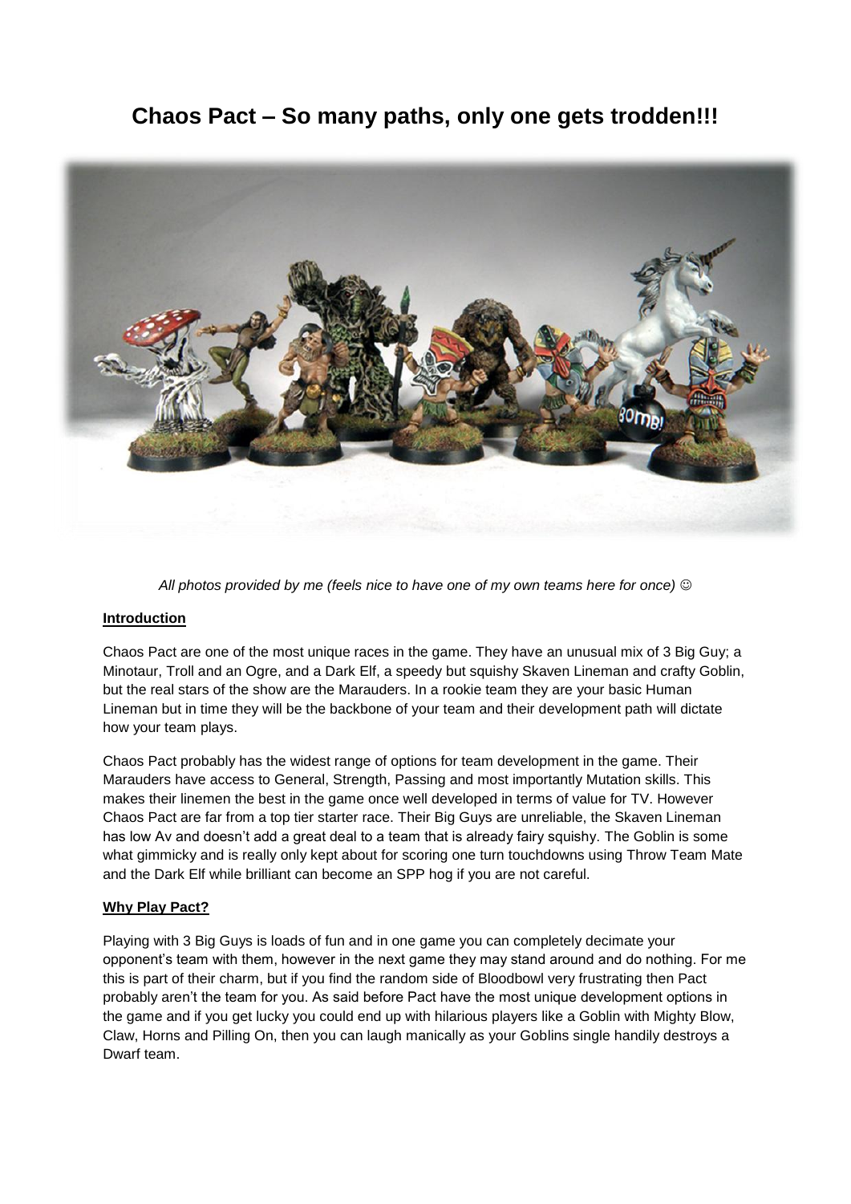# Chaos Pact – So many paths, only one gets trodden!!!

*All photos provided by me (feels nice to have one of my own teams here for once) ☺*

## Introduction

Chaos Pact are one of the most unique races in the game. They have an unusual mix of 3 Big Guy; a Minotaur, Troll and an Ogre, and a Dark Elf, a speedy but squishy Skaven Lineman and crafty Goblin, but the real stars of the show are the Marauders. In a rookie team they are your basic Human Lineman but in time they will be the backbone of your team and their development path will dictate how your team plays.

Chaos Pact probably has the widest range of options for team development in the game. Their Marauders have access to General, Strength, Passing and most importantly Mutation skills. This makes their linemen the best in the game once well developed in terms of value for TV. However Chaos Pact are far from a top tier starter race. Their Big Guys are unreliable, the Skaven Lineman has low Av and doesn't add a great deal to a team that is already fairy squishy. The Goblin is some what gimmicky and is really only kept about for scoring one turn touchdowns using Throw Team Mate and the Dark Elf while brilliant can become an SPP hog if you are not careful.

## Why Play Pact?

Playing with 3 Big Guys is loads of fun and in one game you can completely decimate your opponent's team with them, however in the next game they may stand around and do nothing. For me this is part of their charm, but if you find the random side of Bloodbowl very frustrating then Pact probably aren't the team for you. As said before Pact have the most unique development options in the game and if you get lucky you could end up with hilarious players like a Goblin with Mighty Blow, Claw, Horns and Pilling On, then you can laugh manically as your Goblins single handily destroys a Dwarf team.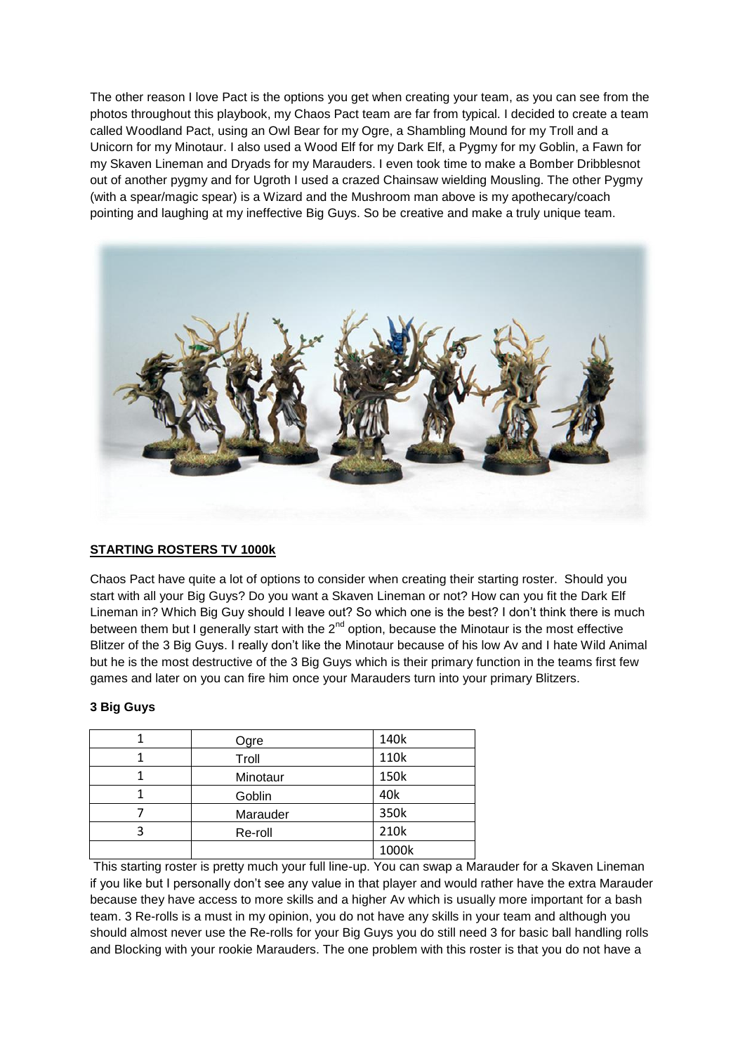The other reason I love Pact is the options you get when creating your team, as you can see from the photos throughout this playbook, my Chaos Pact team are far from typical. I decided to create a team called Woodland Pact, using an Owl Bear for my Ogre, a Shambling Mound for my Troll and a Unicorn for my Minotaur. I also used a Wood Elf for my Dark Elf, a Pygmy for my Goblin, a Fawn for my Skaven Lineman and Dryads for my Marauders. I even took time to make a Bomber Dribblesnot out of another pygmy and for Ugroth I used a crazed Chainsaw wielding Mousling. The other Pygmy (with a spear/magic spear) is a Wizard and the Mushroom man above is my apothecary/coach pointing and laughing at my ineffective Big Guys. So be creative and make a truly unique team.

## STARTING ROSTERS TV 1000k

Chaos Pact have quite a lot of options to consider when creating their starting roster. Should you start with all your Big Guys? Do you want a Skaven Lineman or not? How can you fit the Dark Elf Lineman in? Which Big Guy should I leave out? So which one is the best? I don't think there is much between them but I generally start with the 2nd option, because the Minotaur is the most effective Blitzer of the 3 Big Guys. I really don't like the Minotaur because of his low Av and I hate Wild Animal but he is the most destructive of the 3 Big Guys which is their primary function in the teams first few games and later on you can fire him once your Marauders turn into your primary Blitzers.

### 3 Big Guys

| | | |
|---|---|---|
| 1 | Ogre | 140k |
| 1 | Troll | 110k |
| 1 | Minotaur | 150k |
| 1 | Goblin | 40k |
| 7 | Marauder | 350k |
| 3 | Re-roll | 210k |
| | | 1000k |

This starting roster is pretty much your full line-up. You can swap a Marauder for a Skaven Lineman if you like but I personally don't see any value in that player and would rather have the extra Marauder because they have access to more skills and a higher Av which is usually more important for a bash team. 3 Re-rolls is a must in my opinion, you do not have any skills in your team and although you should almost never use the Re-rolls for your Big Guys you do still need 3 for basic ball handling rolls and Blocking with your rookie Marauders. The one problem with this roster is that you do not have a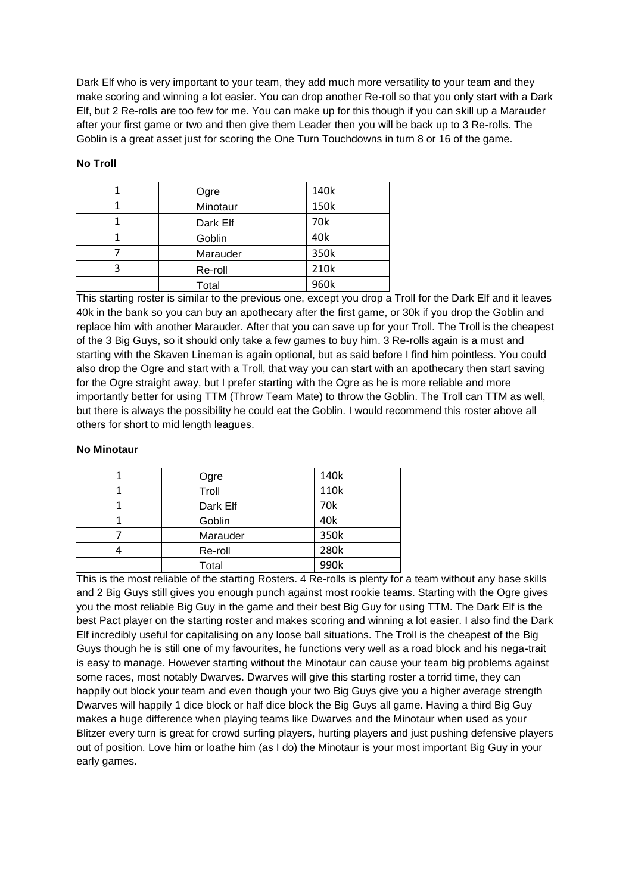Dark Elf who is very important to your team, they add much more versatility to your team and they make scoring and winning a lot easier. You can drop another Re-roll so that you only start with a Dark Elf, but 2 Re-rolls are too few for me. You can make up for this though if you can skill up a Marauder after your first game or two and then give them Leader then you will be back up to 3 Re-rolls. The Goblin is a great asset just for scoring the One Turn Touchdowns in turn 8 or 16 of the game.

**No Troll**

| | | |
|---|---|---|
| 1 | Ogre | 140k |
| 1 | Minotaur | 150k |
| 1 | Dark Elf | 70k |
| 1 | Goblin | 40k |
| 7 | Marauder | 350k |
| 3 | Re-roll | 210k |
| | Total | 960k |

This starting roster is similar to the previous one, except you drop a Troll for the Dark Elf and it leaves 40k in the bank so you can buy an apothecary after the first game, or 30k if you drop the Goblin and replace him with another Marauder. After that you can save up for your Troll. The Troll is the cheapest of the 3 Big Guys, so it should only take a few games to buy him. 3 Re-rolls again is a must and starting with the Skaven Lineman is again optional, but as said before I find him pointless. You could also drop the Ogre and start with a Troll, that way you can start with an apothecary then start saving for the Ogre straight away, but I prefer starting with the Ogre as he is more reliable and more importantly better for using TTM (Throw Team Mate) to throw the Goblin. The Troll can TTM as well, but there is always the possibility he could eat the Goblin. I would recommend this roster above all others for short to mid length leagues.

**No Minotaur**

| | | |
|---|---|---|
| 1 | Ogre | 140k |
| 1 | Troll | 110k |
| 1 | Dark Elf | 70k |
| 1 | Goblin | 40k |
| 7 | Marauder | 350k |
| 4 | Re-roll | 280k |
| | Total | 990k |

This is the most reliable of the starting Rosters. 4 Re-rolls is plenty for a team without any base skills and 2 Big Guys still gives you enough punch against most rookie teams. Starting with the Ogre gives you the most reliable Big Guy in the game and their best Big Guy for using TTM. The Dark Elf is the best Pact player on the starting roster and makes scoring and winning a lot easier. I also find the Dark Elf incredibly useful for capitalising on any loose ball situations. The Troll is the cheapest of the Big Guys though he is still one of my favourites, he functions very well as a road block and his nega-trait is easy to manage. However starting without the Minotaur can cause your team big problems against some races, most notably Dwarves. Dwarves will give this starting roster a torrid time, they can happily out block your team and even though your two Big Guys give you a higher average strength Dwarves will happily 1 dice block or half dice block the Big Guys all game. Having a third Big Guy makes a huge difference when playing teams like Dwarves and the Minotaur when used as your Blitzer every turn is great for crowd surfing players, hurting players and just pushing defensive players out of position. Love him or loathe him (as I do) the Minotaur is your most important Big Guy in your early games.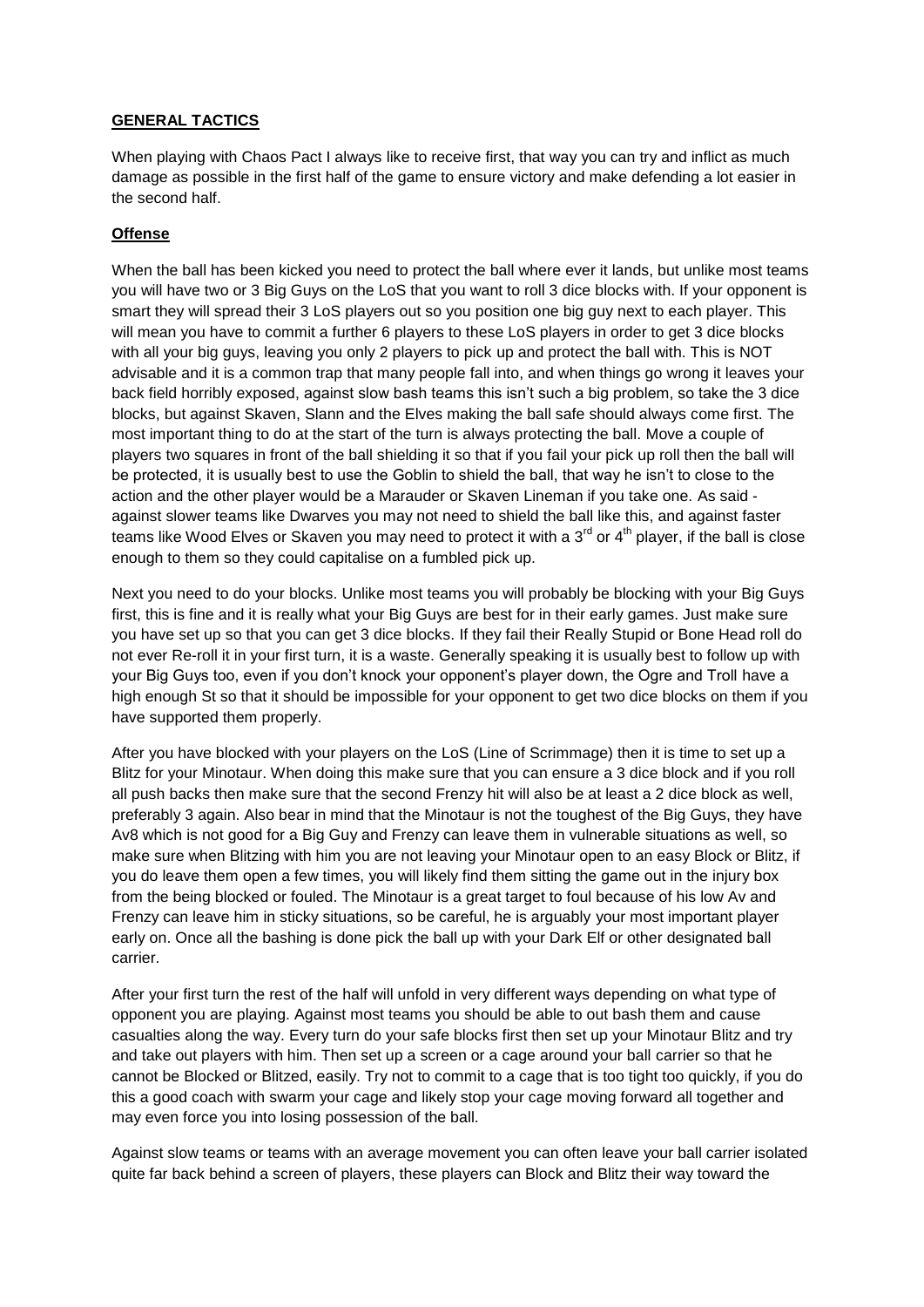## **GENERAL TACTICS**

When playing with Chaos Pact I always like to receive first, that way you can try and inflict as much damage as possible in the first half of the game to ensure victory and make defending a lot easier in the second half.

### **Offense**

When the ball has been kicked you need to protect the ball where ever it lands, but unlike most teams you will have two or 3 Big Guys on the LoS that you want to roll 3 dice blocks with. If your opponent is smart they will spread their 3 LoS players out so you position one big guy next to each player. This will mean you have to commit a further 6 players to these LoS players in order to get 3 dice blocks with all your big guys, leaving you only 2 players to pick up and protect the ball with. This is NOT advisable and it is a common trap that many people fall into, and when things go wrong it leaves your back field horribly exposed, against slow bash teams this isn't such a big problem, so take the 3 dice blocks, but against Skaven, Slann and the Elves making the ball safe should always come first. The most important thing to do at the start of the turn is always protecting the ball. Move a couple of players two squares in front of the ball shielding it so that if you fail your pick up roll then the ball will be protected, it is usually best to use the Goblin to shield the ball, that way he isn't to close to the action and the other player would be a Marauder or Skaven Lineman if you take one. As said - against slower teams like Dwarves you may not need to shield the ball like this, and against faster teams like Wood Elves or Skaven you may need to protect it with a 3rd or 4th player, if the ball is close enough to them so they could capitalise on a fumbled pick up.

Next you need to do your blocks. Unlike most teams you will probably be blocking with your Big Guys first, this is fine and it is really what your Big Guys are best for in their early games. Just make sure you have set up so that you can get 3 dice blocks. If they fail their Really Stupid or Bone Head roll do not ever Re-roll it in your first turn, it is a waste. Generally speaking it is usually best to follow up with your Big Guys too, even if you don't knock your opponent's player down, the Ogre and Troll have a high enough St so that it should be impossible for your opponent to get two dice blocks on them if you have supported them properly.

After you have blocked with your players on the LoS (Line of Scrimmage) then it is time to set up a Blitz for your Minotaur. When doing this make sure that you can ensure a 3 dice block and if you roll all push backs then make sure that the second Frenzy hit will also be at least a 2 dice block as well, preferably 3 again. Also bear in mind that the Minotaur is not the toughest of the Big Guys, they have Av8 which is not good for a Big Guy and Frenzy can leave them in vulnerable situations as well, so make sure when Blitzing with him you are not leaving your Minotaur open to an easy Block or Blitz, if you do leave them open a few times, you will likely find them sitting the game out in the injury box from the being blocked or fouled. The Minotaur is a great target to foul because of his low Av and Frenzy can leave him in sticky situations, so be careful, he is arguably your most important player early on. Once all the bashing is done pick the ball up with your Dark Elf or other designated ball carrier.

After your first turn the rest of the half will unfold in very different ways depending on what type of opponent you are playing. Against most teams you should be able to out bash them and cause casualties along the way. Every turn do your safe blocks first then set up your Minotaur Blitz and try and take out players with him. Then set up a screen or a cage around your ball carrier so that he cannot be Blocked or Blitzed, easily. Try not to commit to a cage that is too tight too quickly, if you do this a good coach with swarm your cage and likely stop your cage moving forward all together and may even force you into losing possession of the ball.

Against slow teams or teams with an average movement you can often leave your ball carrier isolated quite far back behind a screen of players, these players can Block and Blitz their way toward the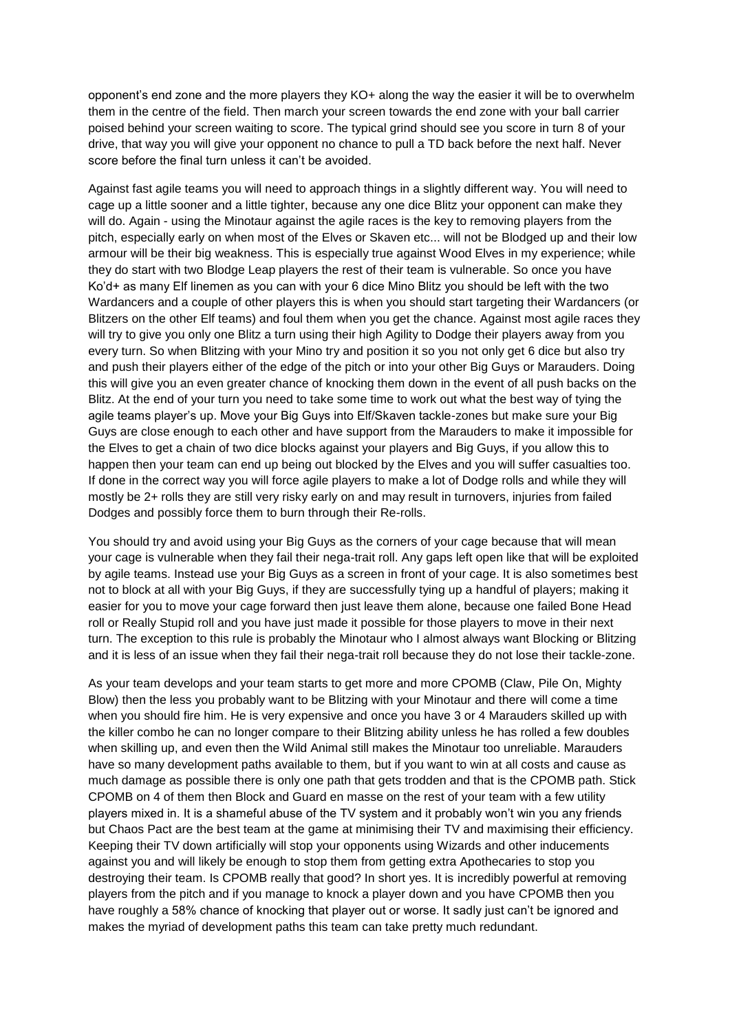opponent's end zone and the more players they KO+ along the way the easier it will be to overwhelm them in the centre of the field. Then march your screen towards the end zone with your ball carrier poised behind your screen waiting to score. The typical grind should see you score in turn 8 of your drive, that way you will give your opponent no chance to pull a TD back before the next half. Never score before the final turn unless it can't be avoided.

Against fast agile teams you will need to approach things in a slightly different way. You will need to cage up a little sooner and a little tighter, because any one dice Blitz your opponent can make they will do. Again - using the Minotaur against the agile races is the key to removing players from the pitch, especially early on when most of the Elves or Skaven etc... will not be Blodged up and their low armour will be their big weakness. This is especially true against Wood Elves in my experience; while they do start with two Blodge Leap players the rest of their team is vulnerable. So once you have Ko'd+ as many Elf linemen as you can with your 6 dice Mino Blitz you should be left with the two Wardancers and a couple of other players this is when you should start targeting their Wardancers (or Blitzers on the other Elf teams) and foul them when you get the chance. Against most agile races they will try to give you only one Blitz a turn using their high Agility to Dodge their players away from you every turn. So when Blitzing with your Mino try and position it so you not only get 6 dice but also try and push their players either of the edge of the pitch or into your other Big Guys or Marauders. Doing this will give you an even greater chance of knocking them down in the event of all push backs on the Blitz. At the end of your turn you need to take some time to work out what the best way of tying the agile teams player's up. Move your Big Guys into Elf/Skaven tackle-zones but make sure your Big Guys are close enough to each other and have support from the Marauders to make it impossible for the Elves to get a chain of two dice blocks against your players and Big Guys, if you allow this to happen then your team can end up being out blocked by the Elves and you will suffer casualties too. If done in the correct way you will force agile players to make a lot of Dodge rolls and while they will mostly be 2+ rolls they are still very risky early on and may result in turnovers, injuries from failed Dodges and possibly force them to burn through their Re-rolls.

You should try and avoid using your Big Guys as the corners of your cage because that will mean your cage is vulnerable when they fail their nega-trait roll. Any gaps left open like that will be exploited by agile teams. Instead use your Big Guys as a screen in front of your cage. It is also sometimes best not to block at all with your Big Guys, if they are successfully tying up a handful of players; making it easier for you to move your cage forward then just leave them alone, because one failed Bone Head roll or Really Stupid roll and you have just made it possible for those players to move in their next turn. The exception to this rule is probably the Minotaur who I almost always want Blocking or Blitzing and it is less of an issue when they fail their nega-trait roll because they do not lose their tackle-zone.

As your team develops and your team starts to get more and more CPOMB (Claw, Pile On, Mighty Blow) then the less you probably want to be Blitzing with your Minotaur and there will come a time when you should fire him. He is very expensive and once you have 3 or 4 Marauders skilled up with the killer combo he can no longer compare to their Blitzing ability unless he has rolled a few doubles when skilling up, and even then the Wild Animal still makes the Minotaur too unreliable. Marauders have so many development paths available to them, but if you want to win at all costs and cause as much damage as possible there is only one path that gets trodden and that is the CPOMB path. Stick CPOMB on 4 of them then Block and Guard en masse on the rest of your team with a few utility players mixed in. It is a shameful abuse of the TV system and it probably won't win you any friends but Chaos Pact are the best team at the game at minimising their TV and maximising their efficiency. Keeping their TV down artificially will stop your opponents using Wizards and other inducements against you and will likely be enough to stop them from getting extra Apothecaries to stop you destroying their team. Is CPOMB really that good? In short yes. It is incredibly powerful at removing players from the pitch and if you manage to knock a player down and you have CPOMB then you have roughly a 58% chance of knocking that player out or worse. It sadly just can't be ignored and makes the myriad of development paths this team can take pretty much redundant.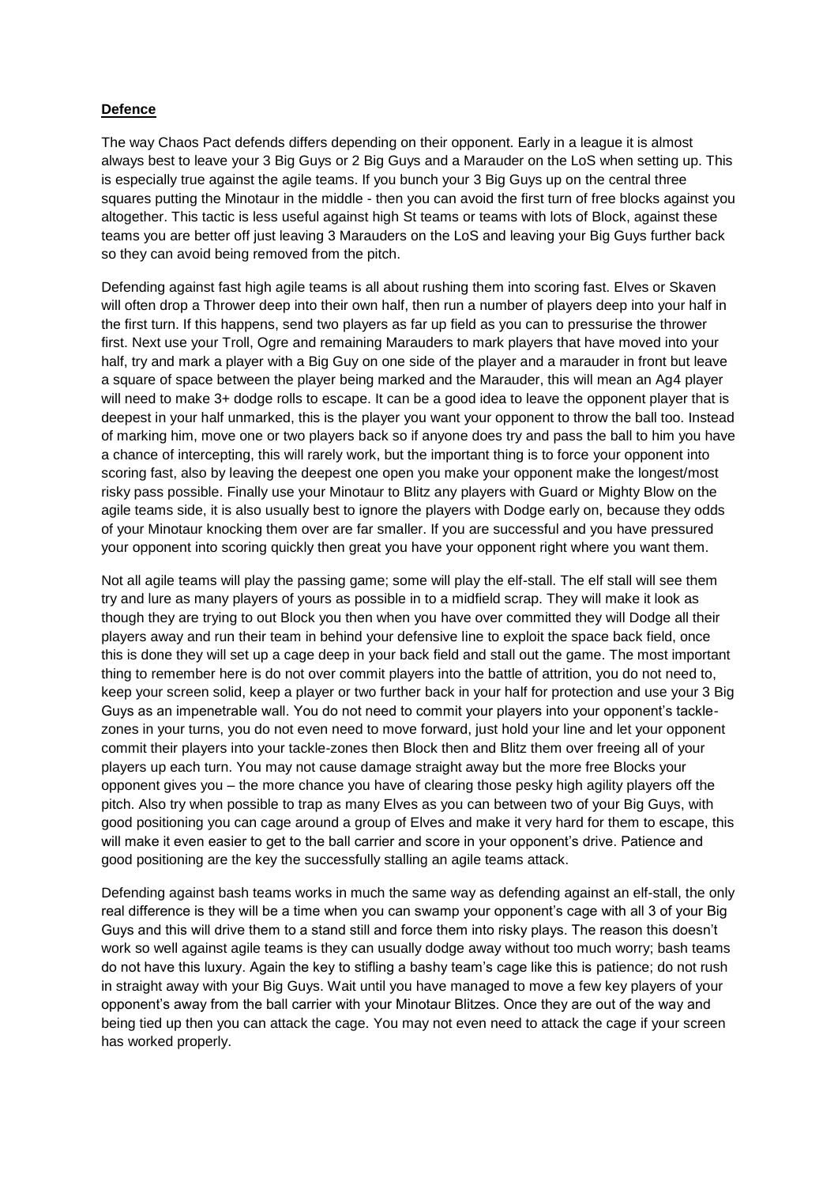**Defence**

The way Chaos Pact defends differs depending on their opponent. Early in a league it is almost always best to leave your 3 Big Guys or 2 Big Guys and a Marauder on the LoS when setting up. This is especially true against the agile teams. If you bunch your 3 Big Guys up on the central three squares putting the Minotaur in the middle - then you can avoid the first turn of free blocks against you altogether. This tactic is less useful against high St teams or teams with lots of Block, against these teams you are better off just leaving 3 Marauders on the LoS and leaving your Big Guys further back so they can avoid being removed from the pitch.

Defending against fast high agile teams is all about rushing them into scoring fast. Elves or Skaven will often drop a Thrower deep into their own half, then run a number of players deep into your half in the first turn. If this happens, send two players as far up field as you can to pressurise the thrower first. Next use your Troll, Ogre and remaining Marauders to mark players that have moved into your half, try and mark a player with a Big Guy on one side of the player and a marauder in front but leave a square of space between the player being marked and the Marauder, this will mean an Ag4 player will need to make 3+ dodge rolls to escape. It can be a good idea to leave the opponent player that is deepest in your half unmarked, this is the player you want your opponent to throw the ball too. Instead of marking him, move one or two players back so if anyone does try and pass the ball to him you have a chance of intercepting, this will rarely work, but the important thing is to force your opponent into scoring fast, also by leaving the deepest one open you make your opponent make the longest/most risky pass possible. Finally use your Minotaur to Blitz any players with Guard or Mighty Blow on the agile teams side, it is also usually best to ignore the players with Dodge early on, because they odds of your Minotaur knocking them over are far smaller. If you are successful and you have pressured your opponent into scoring quickly then great you have your opponent right where you want them.

Not all agile teams will play the passing game; some will play the elf-stall. The elf stall will see them try and lure as many players of yours as possible in to a midfield scrap. They will make it look as though they are trying to out Block you then when you have over committed they will Dodge all their players away and run their team in behind your defensive line to exploit the space back field, once this is done they will set up a cage deep in your back field and stall out the game. The most important thing to remember here is do not over commit players into the battle of attrition, you do not need to, keep your screen solid, keep a player or two further back in your half for protection and use your 3 Big Guys as an impenetrable wall. You do not need to commit your players into your opponent's tackle-zones in your turns, you do not even need to move forward, just hold your line and let your opponent commit their players into your tackle-zones then Block then and Blitz them over freeing all of your players up each turn. You may not cause damage straight away but the more free Blocks your opponent gives you – the more chance you have of clearing those pesky high agility players off the pitch. Also try when possible to trap as many Elves as you can between two of your Big Guys, with good positioning you can cage around a group of Elves and make it very hard for them to escape, this will make it even easier to get to the ball carrier and score in your opponent's drive. Patience and good positioning are the key the successfully stalling an agile teams attack.

Defending against bash teams works in much the same way as defending against an elf-stall, the only real difference is they will be a time when you can swamp your opponent's cage with all 3 of your Big Guys and this will drive them to a stand still and force them into risky plays. The reason this doesn't work so well against agile teams is they can usually dodge away without too much worry; bash teams do not have this luxury. Again the key to stifling a bashy team's cage like this is patience; do not rush in straight away with your Big Guys. Wait until you have managed to move a few key players of your opponent's away from the ball carrier with your Minotaur Blitzes. Once they are out of the way and being tied up then you can attack the cage. You may not even need to attack the cage if your screen has worked properly.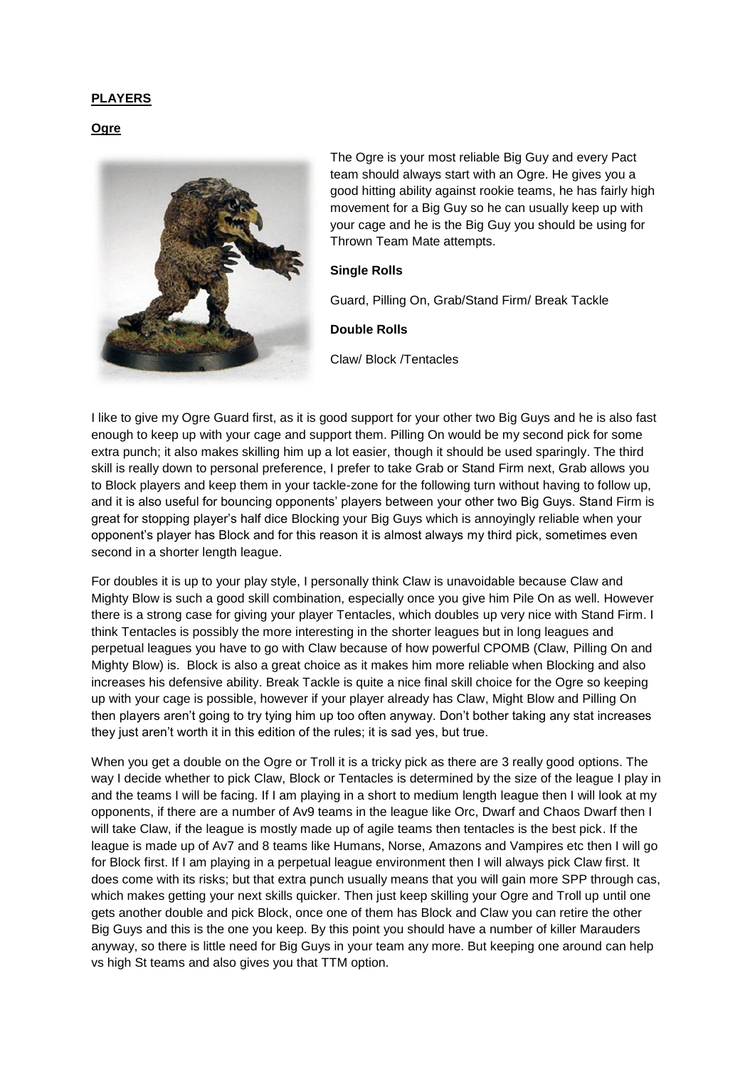**PLAYERS**

**Ogre**

The Ogre is your most reliable Big Guy and every Pact team should always start with an Ogre. He gives you a good hitting ability against rookie teams, he has fairly high movement for a Big Guy so he can usually keep up with your cage and he is the Big Guy you should be using for Thrown Team Mate attempts.

**Single Rolls**

Guard, Pilling On, Grab/Stand Firm/ Break Tackle

**Double Rolls**

Claw/ Block /Tentacles

I like to give my Ogre Guard first, as it is good support for your other two Big Guys and he is also fast enough to keep up with your cage and support them. Pilling On would be my second pick for some extra punch; it also makes skilling him up a lot easier, though it should be used sparingly. The third skill is really down to personal preference, I prefer to take Grab or Stand Firm next, Grab allows you to Block players and keep them in your tackle-zone for the following turn without having to follow up, and it is also useful for bouncing opponents' players between your other two Big Guys. Stand Firm is great for stopping player's half dice Blocking your Big Guys which is annoyingly reliable when your opponent's player has Block and for this reason it is almost always my third pick, sometimes even second in a shorter length league.

For doubles it is up to your play style, I personally think Claw is unavoidable because Claw and Mighty Blow is such a good skill combination, especially once you give him Pile On as well. However there is a strong case for giving your player Tentacles, which doubles up very nice with Stand Firm. I think Tentacles is possibly the more interesting in the shorter leagues but in long leagues and perpetual leagues you have to go with Claw because of how powerful CPOMB (Claw, Pilling On and Mighty Blow) is. Block is also a great choice as it makes him more reliable when Blocking and also increases his defensive ability. Break Tackle is quite a nice final skill choice for the Ogre so keeping up with your cage is possible, however if your player already has Claw, Might Blow and Pilling On then players aren't going to try tying him up too often anyway. Don't bother taking any stat increases they just aren't worth it in this edition of the rules; it is sad yes, but true.

When you get a double on the Ogre or Troll it is a tricky pick as there are 3 really good options. The way I decide whether to pick Claw, Block or Tentacles is determined by the size of the league I play in and the teams I will be facing. If I am playing in a short to medium length league then I will look at my opponents, if there are a number of Av9 teams in the league like Orc, Dwarf and Chaos Dwarf then I will take Claw, if the league is mostly made up of agile teams then tentacles is the best pick. If the league is made up of Av7 and 8 teams like Humans, Norse, Amazons and Vampires etc then I will go for Block first. If I am playing in a perpetual league environment then I will always pick Claw first. It does come with its risks; but that extra punch usually means that you will gain more SPP through cas, which makes getting your next skills quicker. Then just keep skilling your Ogre and Troll up until one gets another double and pick Block, once one of them has Block and Claw you can retire the other Big Guys and this is the one you keep. By this point you should have a number of killer Marauders anyway, so there is little need for Big Guys in your team any more. But keeping one around can help vs high St teams and also gives you that TTM option.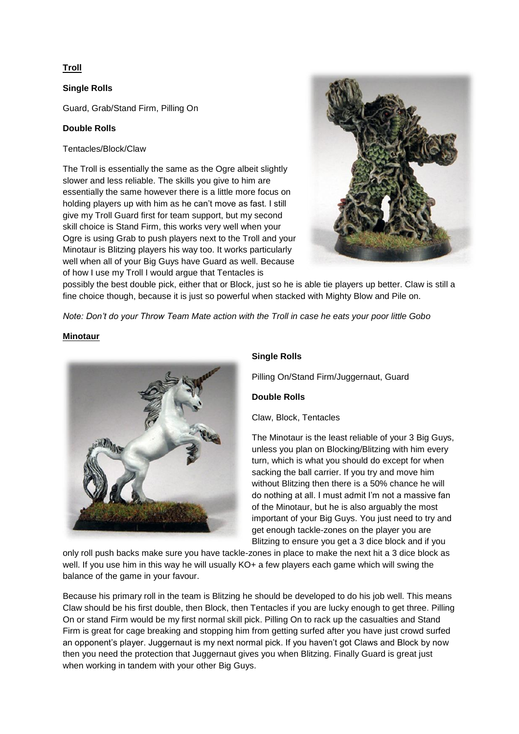**Troll**

**Single Rolls**

Guard, Grab/Stand Firm, Pilling On

**Double Rolls**

Tentacles/Block/Claw

The Troll is essentially the same as the Ogre albeit slightly slower and less reliable. The skills you give to him are essentially the same however there is a little more focus on holding players up with him as he can't move as fast. I still give my Troll Guard first for team support, but my second skill choice is Stand Firm, this works very well when your Ogre is using Grab to push players next to the Troll and your Minotaur is Blitzing players his way too. It works particularly well when all of your Big Guys have Guard as well. Because of how I use my Troll I would argue that Tentacles is possibly the best double pick, either that or Block, just so he is able tie players up better. Claw is still a fine choice though, because it is just so powerful when stacked with Mighty Blow and Pile on.

*Note: Don't do your Throw Team Mate action with the Troll in case he eats your poor little Gobo*

**Minotaur**

**Single Rolls**

Pilling On/Stand Firm/Juggernaut, Guard

**Double Rolls**

Claw, Block, Tentacles

The Minotaur is the least reliable of your 3 Big Guys, unless you plan on Blocking/Blitzing with him every turn, which is what you should do except for when sacking the ball carrier. If you try and move him without Blitzing then there is a 50% chance he will do nothing at all. I must admit I'm not a massive fan of the Minotaur, but he is also arguably the most important of your Big Guys. You just need to try and get enough tackle-zones on the player you are Blitzing to ensure you get a 3 dice block and if you only roll push backs make sure you have tackle-zones in place to make the next hit a 3 dice block as well. If you use him in this way he will usually KO+ a few players each game which will swing the balance of the game in your favour.

Because his primary roll in the team is Blitzing he should be developed to do his job well. This means Claw should be his first double, then Block, then Tentacles if you are lucky enough to get three. Pilling On or stand Firm would be my first normal skill pick. Pilling On to rack up the casualties and Stand Firm is great for cage breaking and stopping him from getting surfed after you have just crowd surfed an opponent's player. Juggernaut is my next normal pick. If you haven't got Claws and Block by now then you need the protection that Juggernaut gives you when Blitzing. Finally Guard is great just when working in tandem with your other Big Guys.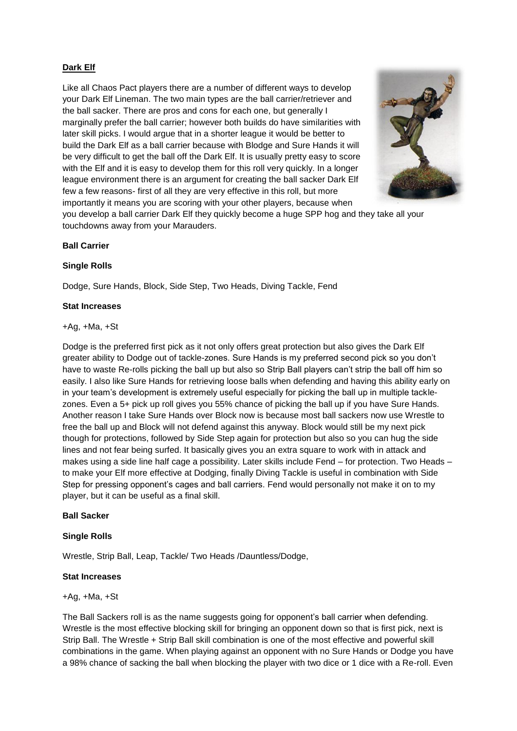**Dark Elf**

Like all Chaos Pact players there are a number of different ways to develop your Dark Elf Lineman. The two main types are the ball carrier/retriever and the ball sacker. There are pros and cons for each one, but generally I marginally prefer the ball carrier; however both builds do have similarities with later skill picks. I would argue that in a shorter league it would be better to build the Dark Elf as a ball carrier because with Blodge and Sure Hands it will be very difficult to get the ball off the Dark Elf. It is usually pretty easy to score with the Elf and it is easy to develop them for this roll very quickly. In a longer league environment there is an argument for creating the ball sacker Dark Elf few a few reasons- first of all they are very effective in this roll, but more importantly it means you are scoring with your other players, because when you develop a ball carrier Dark Elf they quickly become a huge SPP hog and they take all your touchdowns away from your Marauders.

**Ball Carrier**

**Single Rolls**

Dodge, Sure Hands, Block, Side Step, Two Heads, Diving Tackle, Fend

**Stat Increases**

+Ag, +Ma, +St

Dodge is the preferred first pick as it not only offers great protection but also gives the Dark Elf greater ability to Dodge out of tackle-zones. Sure Hands is my preferred second pick so you don't have to waste Re-rolls picking the ball up but also so Strip Ball players can't strip the ball off him so easily. I also like Sure Hands for retrieving loose balls when defending and having this ability early on in your team's development is extremely useful especially for picking the ball up in multiple tackle-zones. Even a 5+ pick up roll gives you 55% chance of picking the ball up if you have Sure Hands. Another reason I take Sure Hands over Block now is because most ball sackers now use Wrestle to free the ball up and Block will not defend against this anyway. Block would still be my next pick though for protections, followed by Side Step again for protection but also so you can hug the side lines and not fear being surfed. It basically gives you an extra square to work with in attack and makes using a side line half cage a possibility. Later skills include Fend – for protection. Two Heads – to make your Elf more effective at Dodging, finally Diving Tackle is useful in combination with Side Step for pressing opponent's cages and ball carriers. Fend would personally not make it on to my player, but it can be useful as a final skill.

**Ball Sacker**

**Single Rolls**

Wrestle, Strip Ball, Leap, Tackle/ Two Heads /Dauntless/Dodge,

**Stat Increases**

+Ag, +Ma, +St

The Ball Sackers roll is as the name suggests going for opponent's ball carrier when defending. Wrestle is the most effective blocking skill for bringing an opponent down so that is first pick, next is Strip Ball. The Wrestle + Strip Ball skill combination is one of the most effective and powerful skill combinations in the game. When playing against an opponent with no Sure Hands or Dodge you have a 98% chance of sacking the ball when blocking the player with two dice or 1 dice with a Re-roll. Even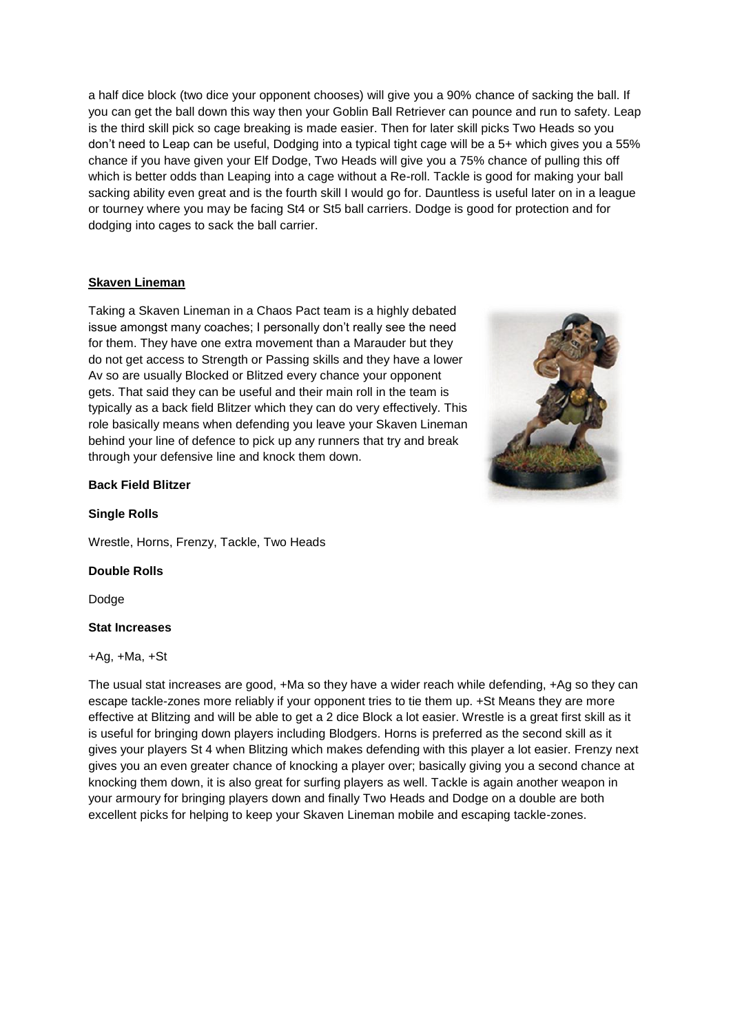a half dice block (two dice your opponent chooses) will give you a 90% chance of sacking the ball. If you can get the ball down this way then your Goblin Ball Retriever can pounce and run to safety. Leap is the third skill pick so cage breaking is made easier. Then for later skill picks Two Heads so you don't need to Leap can be useful, Dodging into a typical tight cage will be a 5+ which gives you a 55% chance if you have given your Elf Dodge, Two Heads will give you a 75% chance of pulling this off which is better odds than Leaping into a cage without a Re-roll. Tackle is good for making your ball sacking ability even great and is the fourth skill I would go for. Dauntless is useful later on in a league or tourney where you may be facing St4 or St5 ball carriers. Dodge is good for protection and for dodging into cages to sack the ball carrier.

**Skaven Lineman**

Taking a Skaven Lineman in a Chaos Pact team is a highly debated issue amongst many coaches; I personally don't really see the need for them. They have one extra movement than a Marauder but they do not get access to Strength or Passing skills and they have a lower Av so are usually Blocked or Blitzed every chance your opponent gets. That said they can be useful and their main roll in the team is typically as a back field Blitzer which they can do very effectively. This role basically means when defending you leave your Skaven Lineman behind your line of defence to pick up any runners that try and break through your defensive line and knock them down.

**Back Field Blitzer**

**Single Rolls**

Wrestle, Horns, Frenzy, Tackle, Two Heads

**Double Rolls**

Dodge

**Stat Increases**

+Ag, +Ma, +St

The usual stat increases are good, +Ma so they have a wider reach while defending, +Ag so they can escape tackle-zones more reliably if your opponent tries to tie them up. +St Means they are more effective at Blitzing and will be able to get a 2 dice Block a lot easier. Wrestle is a great first skill as it is useful for bringing down players including Blodgers. Horns is preferred as the second skill as it gives your players St 4 when Blitzing which makes defending with this player a lot easier. Frenzy next gives you an even greater chance of knocking a player over; basically giving you a second chance at knocking them down, it is also great for surfing players as well. Tackle is again another weapon in your armoury for bringing players down and finally Two Heads and Dodge on a double are both excellent picks for helping to keep your Skaven Lineman mobile and escaping tackle-zones.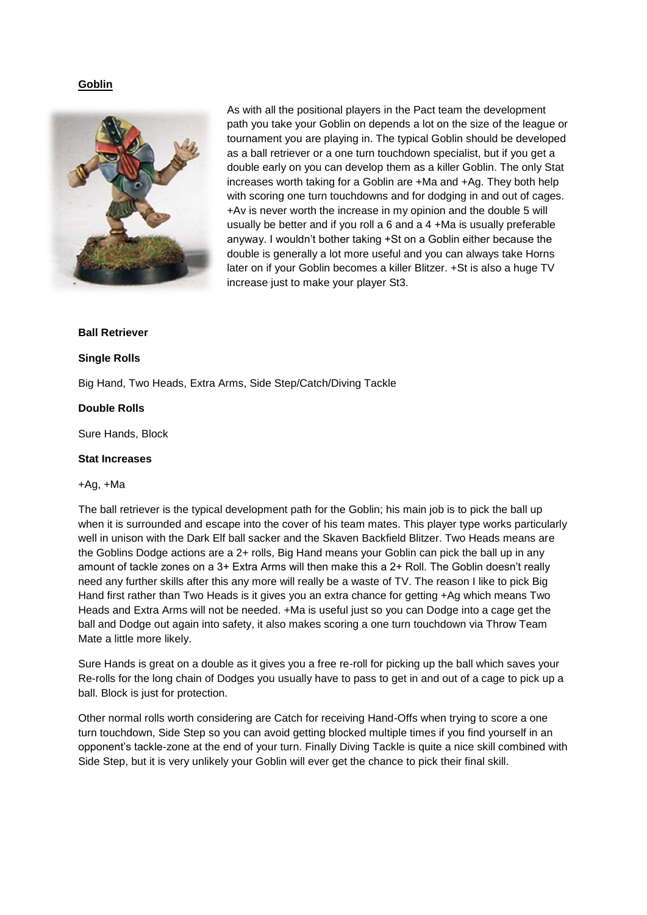## Goblin

As with all the positional players in the Pact team the development path you take your Goblin on depends a lot on the size of the league or tournament you are playing in. The typical Goblin should be developed as a ball retriever or a one turn touchdown specialist, but if you get a double early on you can develop them as a killer Goblin. The only Stat increases worth taking for a Goblin are +Ma and +Ag. They both help with scoring one turn touchdowns and for dodging in and out of cages. +Av is never worth the increase in my opinion and the double 5 will usually be better and if you roll a 6 and a 4 +Ma is usually preferable anyway. I wouldn't bother taking +St on a Goblin either because the double is generally a lot more useful and you can always take Horns later on if your Goblin becomes a killer Blitzer. +St is also a huge TV increase just to make your player St3.

**Ball Retriever**

**Single Rolls**

Big Hand, Two Heads, Extra Arms, Side Step/Catch/Diving Tackle

**Double Rolls**

Sure Hands, Block

**Stat Increases**

+Ag, +Ma

The ball retriever is the typical development path for the Goblin; his main job is to pick the ball up when it is surrounded and escape into the cover of his team mates. This player type works particularly well in unison with the Dark Elf ball sacker and the Skaven Backfield Blitzer. Two Heads means are the Goblins Dodge actions are a 2+ rolls, Big Hand means your Goblin can pick the ball up in any amount of tackle zones on a 3+ Extra Arms will then make this a 2+ Roll. The Goblin doesn't really need any further skills after this any more will really be a waste of TV. The reason I like to pick Big Hand first rather than Two Heads is it gives you an extra chance for getting +Ag which means Two Heads and Extra Arms will not be needed. +Ma is useful just so you can Dodge into a cage get the ball and Dodge out again into safety, it also makes scoring a one turn touchdown via Throw Team Mate a little more likely.

Sure Hands is great on a double as it gives you a free re-roll for picking up the ball which saves your Re-rolls for the long chain of Dodges you usually have to pass to get in and out of a cage to pick up a ball. Block is just for protection.

Other normal rolls worth considering are Catch for receiving Hand-Offs when trying to score a one turn touchdown, Side Step so you can avoid getting blocked multiple times if you find yourself in an opponent's tackle-zone at the end of your turn. Finally Diving Tackle is quite a nice skill combined with Side Step, but it is very unlikely your Goblin will ever get the chance to pick their final skill.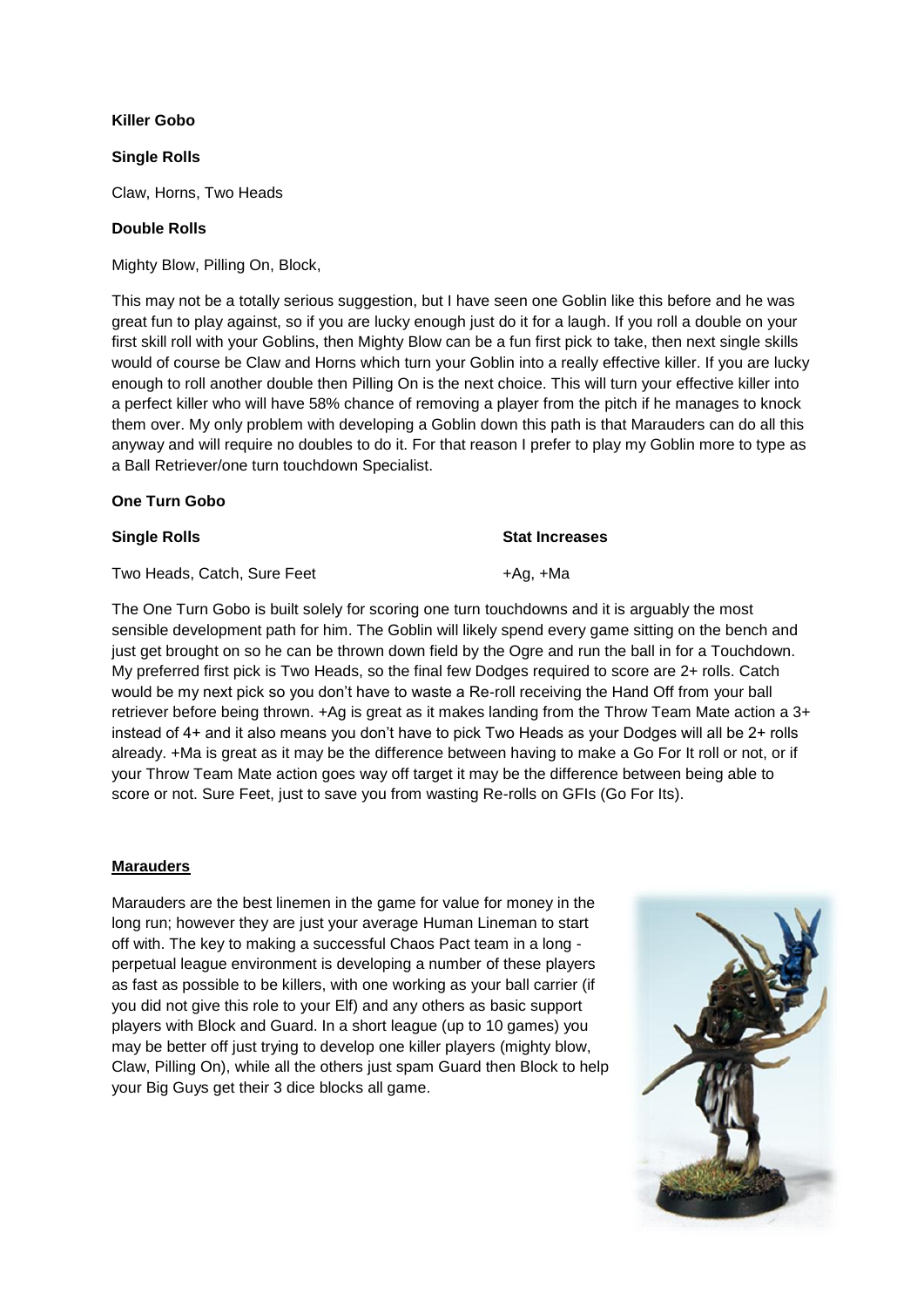**Killer Gobo**

**Single Rolls**

Claw, Horns, Two Heads

**Double Rolls**

Mighty Blow, Pilling On, Block,

This may not be a totally serious suggestion, but I have seen one Goblin like this before and he was great fun to play against, so if you are lucky enough just do it for a laugh. If you roll a double on your first skill roll with your Goblins, then Mighty Blow can be a fun first pick to take, then next single skills would of course be Claw and Horns which turn your Goblin into a really effective killer. If you are lucky enough to roll another double then Pilling On is the next choice. This will turn your effective killer into a perfect killer who will have 58% chance of removing a player from the pitch if he manages to knock them over. My only problem with developing a Goblin down this path is that Marauders can do all this anyway and will require no doubles to do it. For that reason I prefer to play my Goblin more to type as a Ball Retriever/one turn touchdown Specialist.

**One Turn Gobo**

| **Single Rolls** | **Stat Increases** |
|---|---|
| Two Heads, Catch, Sure Feet | +Ag, +Ma |

The One Turn Gobo is built solely for scoring one turn touchdowns and it is arguably the most sensible development path for him. The Goblin will likely spend every game sitting on the bench and just get brought on so he can be thrown down field by the Ogre and run the ball in for a Touchdown. My preferred first pick is Two Heads, so the final few Dodges required to score are 2+ rolls. Catch would be my next pick so you don't have to waste a Re-roll receiving the Hand Off from your ball retriever before being thrown. +Ag is great as it makes landing from the Throw Team Mate action a 3+ instead of 4+ and it also means you don't have to pick Two Heads as your Dodges will all be 2+ rolls already. +Ma is great as it may be the difference between having to make a Go For It roll or not, or if your Throw Team Mate action goes way off target it may be the difference between being able to score or not. Sure Feet, just to save you from wasting Re-rolls on GFIs (Go For Its).

**Marauders**

Marauders are the best linemen in the game for value for money in the long run; however they are just your average Human Lineman to start off with. The key to making a successful Chaos Pact team in a long - perpetual league environment is developing a number of these players as fast as possible to be killers, with one working as your ball carrier (if you did not give this role to your Elf) and any others as basic support players with Block and Guard. In a short league (up to 10 games) you may be better off just trying to develop one killer players (mighty blow, Claw, Pilling On), while all the others just spam Guard then Block to help your Big Guys get their 3 dice blocks all game.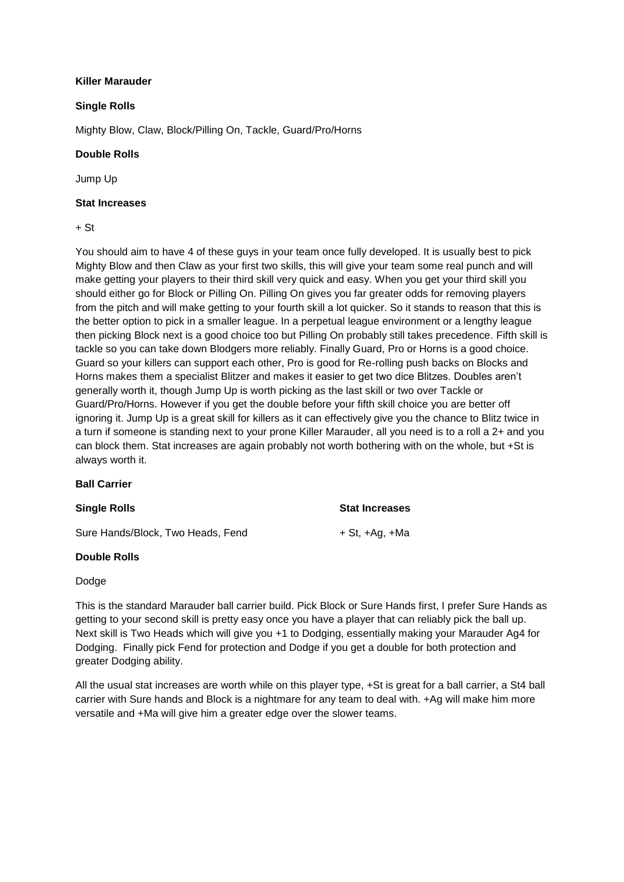**Killer Marauder**

**Single Rolls**

Mighty Blow, Claw, Block/Pilling On, Tackle, Guard/Pro/Horns

**Double Rolls**

Jump Up

**Stat Increases**

+ St

You should aim to have 4 of these guys in your team once fully developed. It is usually best to pick Mighty Blow and then Claw as your first two skills, this will give your team some real punch and will make getting your players to their third skill very quick and easy. When you get your third skill you should either go for Block or Pilling On. Pilling On gives you far greater odds for removing players from the pitch and will make getting to your fourth skill a lot quicker. So it stands to reason that this is the better option to pick in a smaller league. In a perpetual league environment or a lengthy league then picking Block next is a good choice too but Pilling On probably still takes precedence. Fifth skill is tackle so you can take down Blodgers more reliably. Finally Guard, Pro or Horns is a good choice. Guard so your killers can support each other, Pro is good for Re-rolling push backs on Blocks and Horns makes them a specialist Blitzer and makes it easier to get two dice Blitzes. Doubles aren't generally worth it, though Jump Up is worth picking as the last skill or two over Tackle or Guard/Pro/Horns. However if you get the double before your fifth skill choice you are better off ignoring it. Jump Up is a great skill for killers as it can effectively give you the chance to Blitz twice in a turn if someone is standing next to your prone Killer Marauder, all you need is to a roll a 2+ and you can block them. Stat increases are again probably not worth bothering with on the whole, but +St is always worth it.

**Ball Carrier**

**Single Rolls**

Sure Hands/Block, Two Heads, Fend

**Stat Increases**

+ St, +Ag, +Ma

**Double Rolls**

Dodge

This is the standard Marauder ball carrier build. Pick Block or Sure Hands first, I prefer Sure Hands as getting to your second skill is pretty easy once you have a player that can reliably pick the ball up. Next skill is Two Heads which will give you +1 to Dodging, essentially making your Marauder Ag4 for Dodging. Finally pick Fend for protection and Dodge if you get a double for both protection and greater Dodging ability.

All the usual stat increases are worth while on this player type, +St is great for a ball carrier, a St4 ball carrier with Sure hands and Block is a nightmare for any team to deal with. +Ag will make him more versatile and +Ma will give him a greater edge over the slower teams.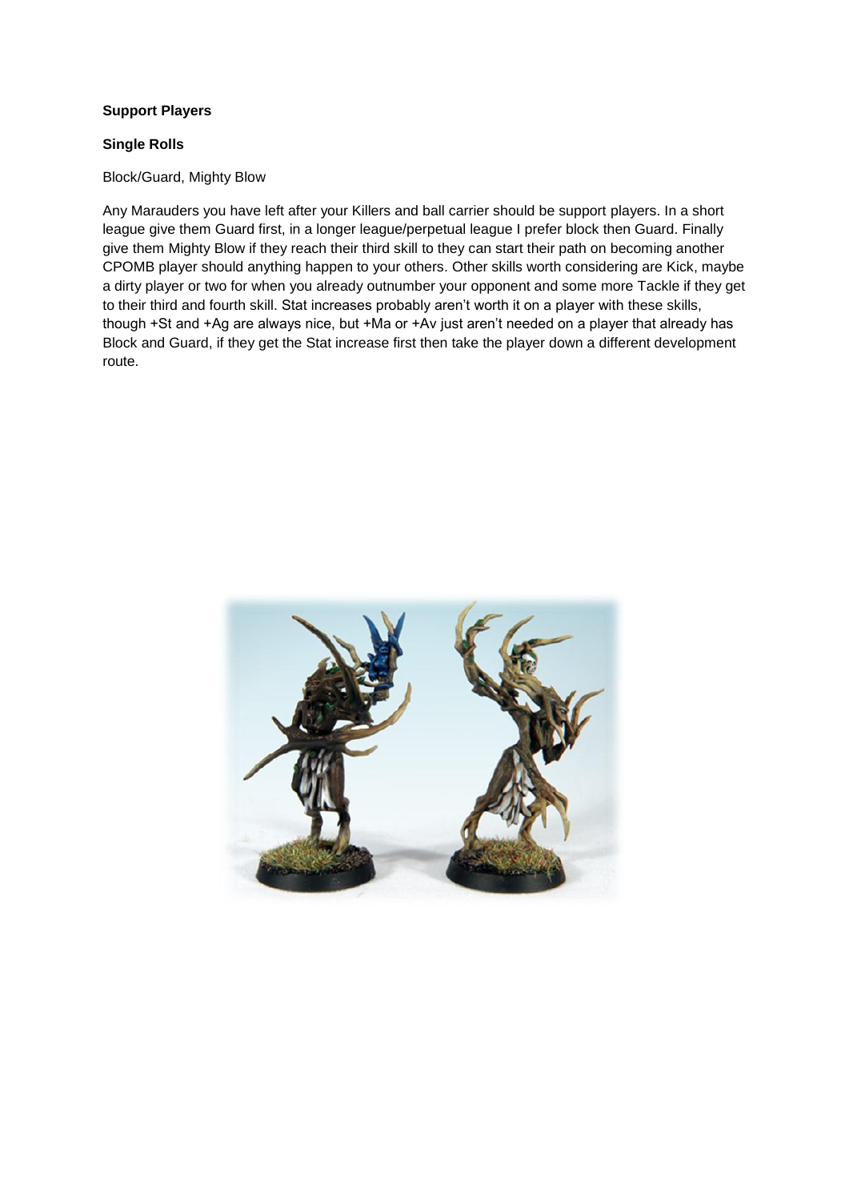**Support Players**

**Single Rolls**

Block/Guard, Mighty Blow

Any Marauders you have left after your Killers and ball carrier should be support players. In a short league give them Guard first, in a longer league/perpetual league I prefer block then Guard. Finally give them Mighty Blow if they reach their third skill to they can start their path on becoming another CPOMB player should anything happen to your others. Other skills worth considering are Kick, maybe a dirty player or two for when you already outnumber your opponent and some more Tackle if they get to their third and fourth skill. Stat increases probably aren't worth it on a player with these skills, though +St and +Ag are always nice, but +Ma or +Av just aren't needed on a player that already has Block and Guard, if they get the Stat increase first then take the player down a different development route.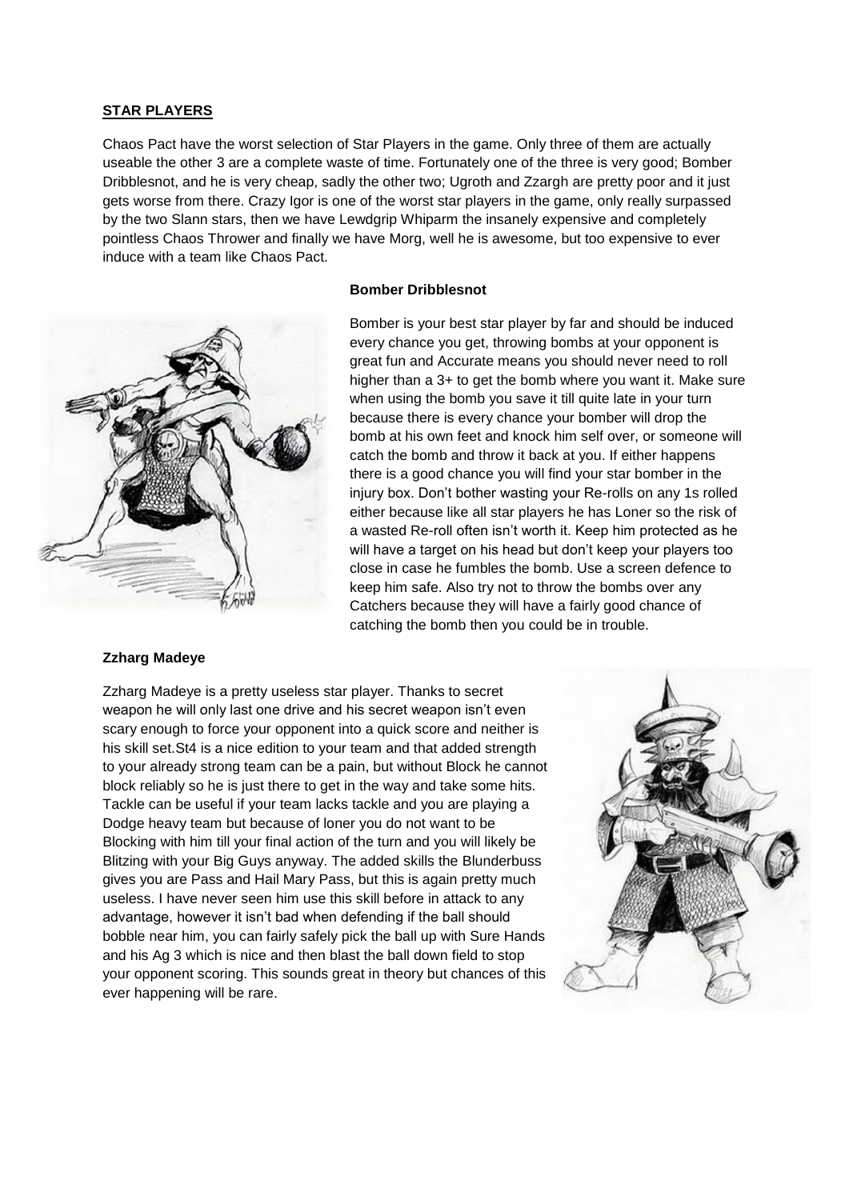## STAR PLAYERS

Chaos Pact have the worst selection of Star Players in the game. Only three of them are actually useable the other 3 are a complete waste of time. Fortunately one of the three is very good; Bomber Dribblesnot, and he is very cheap, sadly the other two; Ugroth and Zzargh are pretty poor and it just gets worse from there. Crazy Igor is one of the worst star players in the game, only really surpassed by the two Slann stars, then we have Lewdgrip Whiparm the insanely expensive and completely pointless Chaos Thrower and finally we have Morg, well he is awesome, but too expensive to ever induce with a team like Chaos Pact.

### Bomber Dribblesnot

Bomber is your best star player by far and should be induced every chance you get, throwing bombs at your opponent is great fun and Accurate means you should never need to roll higher than a 3+ to get the bomb where you want it. Make sure when using the bomb you save it till quite late in your turn because there is every chance your bomber will drop the bomb at his own feet and knock him self over, or someone will catch the bomb and throw it back at you. If either happens there is a good chance you will find your star bomber in the injury box. Don't bother wasting your Re-rolls on any 1s rolled either because like all star players he has Loner so the risk of a wasted Re-roll often isn't worth it. Keep him protected as he will have a target on his head but don't keep your players too close in case he fumbles the bomb. Use a screen defence to keep him safe. Also try not to throw the bombs over any Catchers because they will have a fairly good chance of catching the bomb then you could be in trouble.

### Zzharg Madeye

Zzharg Madeye is a pretty useless star player. Thanks to secret weapon he will only last one drive and his secret weapon isn't even scary enough to force your opponent into a quick score and neither is his skill set.St4 is a nice edition to your team and that added strength to your already strong team can be a pain, but without Block he cannot block reliably so he is just there to get in the way and take some hits. Tackle can be useful if your team lacks tackle and you are playing a Dodge heavy team but because of loner you do not want to be Blocking with him till your final action of the turn and you will likely be Blitzing with your Big Guys anyway. The added skills the Blunderbuss gives you are Pass and Hail Mary Pass, but this is again pretty much useless. I have never seen him use this skill before in attack to any advantage, however it isn't bad when defending if the ball should bobble near him, you can fairly safely pick the ball up with Sure Hands and his Ag 3 which is nice and then blast the ball down field to stop your opponent scoring. This sounds great in theory but chances of this ever happening will be rare.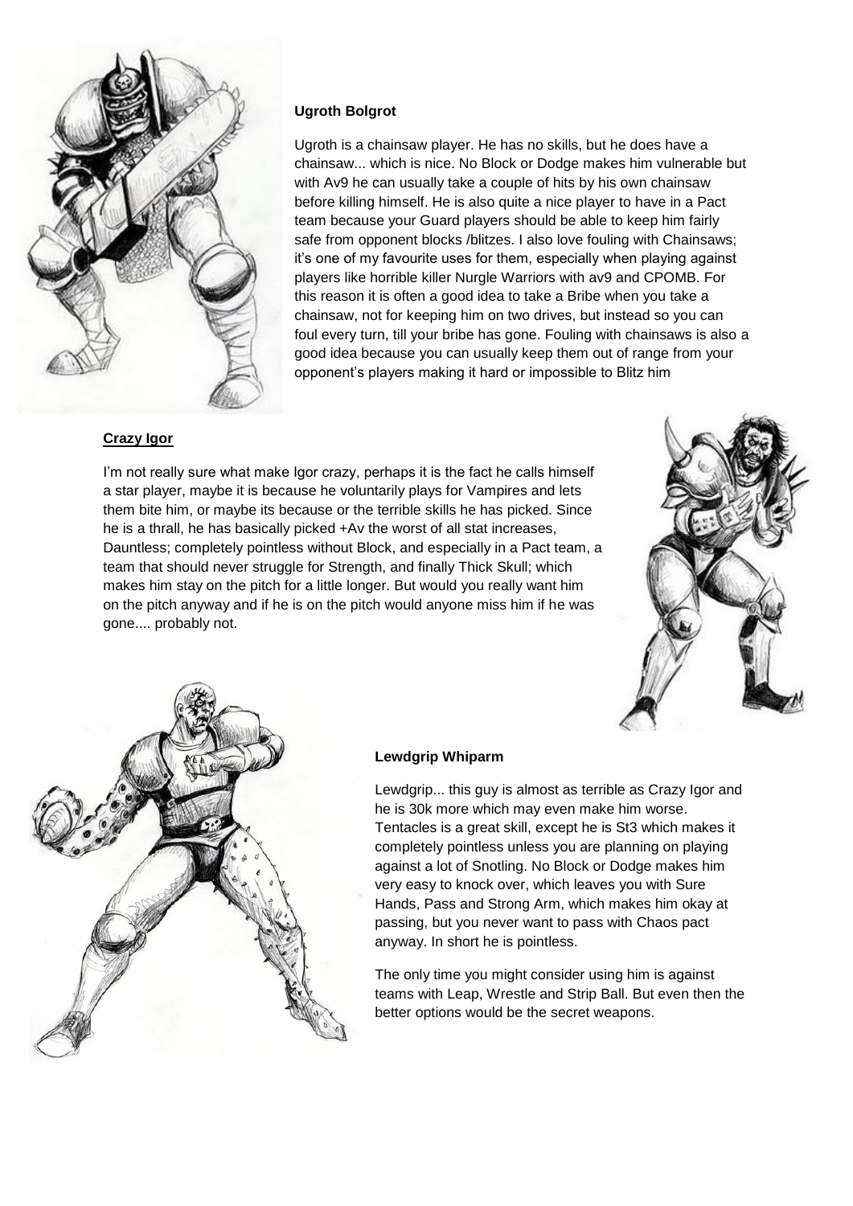**Ugroth Bolgrot**

Ugroth is a chainsaw player. He has no skills, but he does have a chainsaw... which is nice. No Block or Dodge makes him vulnerable but with Av9 he can usually take a couple of hits by his own chainsaw before killing himself. He is also quite a nice player to have in a Pact team because your Guard players should be able to keep him fairly safe from opponent blocks /blitzes. I also love fouling with Chainsaws; it's one of my favourite uses for them, especially when playing against players like horrible killer Nurgle Warriors with av9 and CPOMB. For this reason it is often a good idea to take a Bribe when you take a chainsaw, not for keeping him on two drives, but instead so you can foul every turn, till your bribe has gone. Fouling with chainsaws is also a good idea because you can usually keep them out of range from your opponent's players making it hard or impossible to Blitz him

**Crazy Igor**

I'm not really sure what make Igor crazy, perhaps it is the fact he calls himself a star player, maybe it is because he voluntarily plays for Vampires and lets them bite him, or maybe its because or the terrible skills he has picked. Since he is a thrall, he has basically picked +Av the worst of all stat increases, Dauntless; completely pointless without Block, and especially in a Pact team, a team that should never struggle for Strength, and finally Thick Skull; which makes him stay on the pitch for a little longer. But would you really want him on the pitch anyway and if he is on the pitch would anyone miss him if he was gone.... probably not.

**Lewdgrip Whiparm**

Lewdgrip... this guy is almost as terrible as Crazy Igor and he is 30k more which may even make him worse. Tentacles is a great skill, except he is St3 which makes it completely pointless unless you are planning on playing against a lot of Snotling. No Block or Dodge makes him very easy to knock over, which leaves you with Sure Hands, Pass and Strong Arm, which makes him okay at passing, but you never want to pass with Chaos pact anyway. In short he is pointless.

The only time you might consider using him is against teams with Leap, Wrestle and Strip Ball. But even then the better options would be the secret weapons.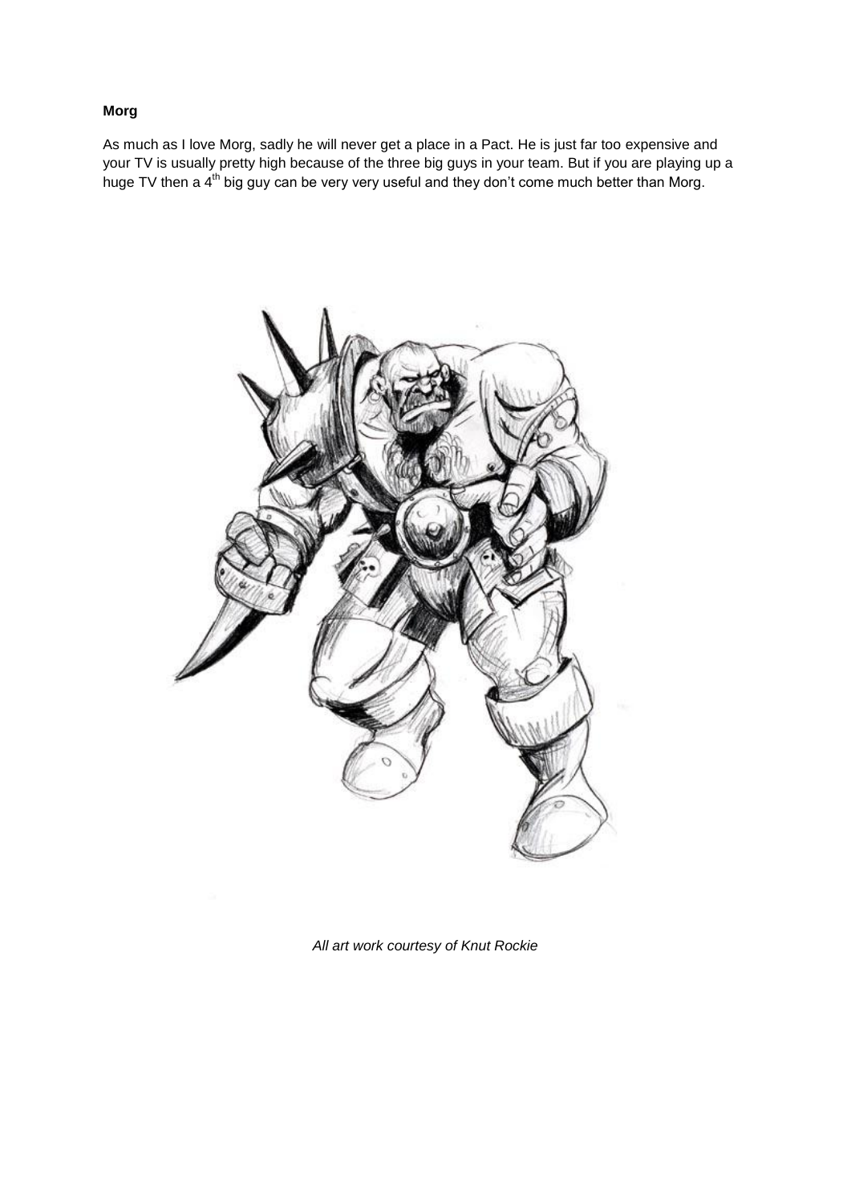**Morg**

As much as I love Morg, sadly he will never get a place in a Pact. He is just far too expensive and your TV is usually pretty high because of the three big guys in your team. But if you are playing up a huge TV then a 4th big guy can be very very useful and they don't come much better than Morg.

*All art work courtesy of Knut Rockie*